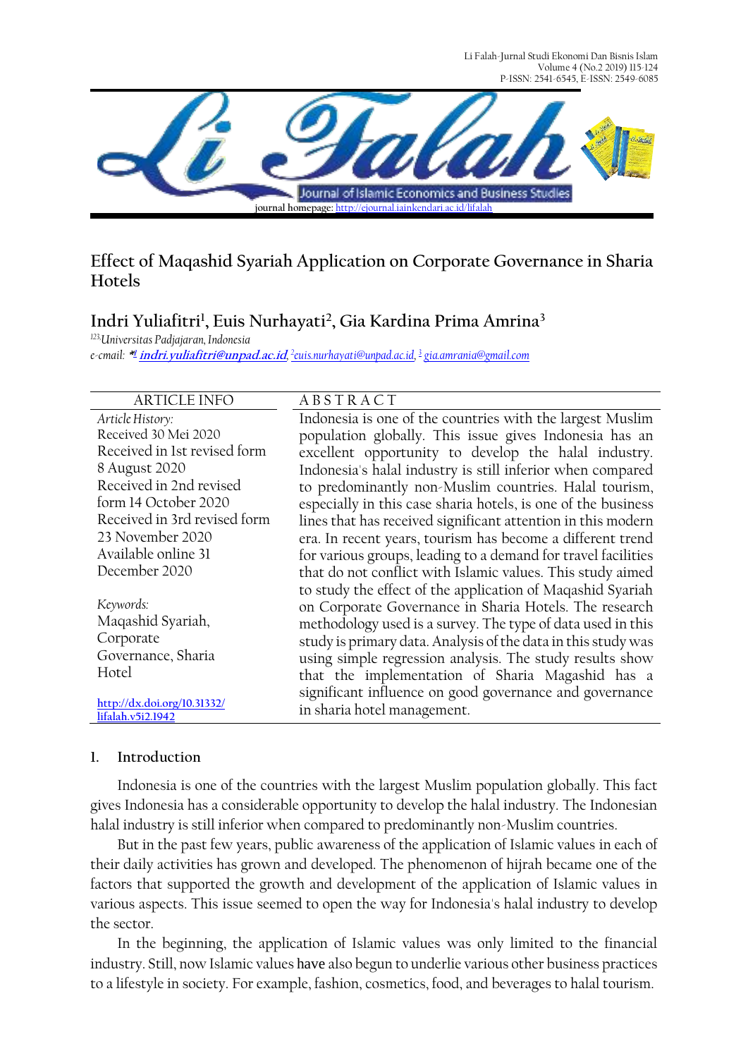# Effect of Maqashid Syariah Application on Corporate Governance in Sharia Hotels

**Indri Yuliafitri[1], Euis Nurhayati[2], Gia Kardina Prima Amrina[3]**

*[123]Universitas Padjajaran, Indonesia*

*e-mail:* *[1] **indri.yuliafitri@unpad.ac.id**, [2]euis.nurhayati@unpad.ac.id, [3] gia.amrania@gmail.com

| ARTICLE INFO | ABSTRACT |
|---|---|
| *Article History:*<br>Received 30 Mei 2020<br>Received in 1st revised form 8 August 2020<br>Received in 2nd revised form 14 October 2020<br>Received in 3rd revised form 23 November 2020<br>Available online 31 December 2020<br><br>*Keywords:*<br>Maqashid Syariah, Corporate Governance, Sharia Hotel<br><br>http://dx.doi.org/10.31332/lifalah.v5i2.1942 | Indonesia is one of the countries with the largest Muslim population globally. This issue gives Indonesia has an excellent opportunity to develop the halal industry. Indonesia's halal industry is still inferior when compared to predominantly non-Muslim countries. Halal tourism, especially in this case sharia hotels, is one of the business lines that has received significant attention in this modern era. In recent years, tourism has become a different trend for various groups, leading to a demand for travel facilities that do not conflict with Islamic values. This study aimed to study the effect of the application of Maqashid Syariah on Corporate Governance in Sharia Hotels. The research methodology used is a survey. The type of data used in this study is primary data. Analysis of the data in this study was using simple regression analysis. The study results show that the implementation of Sharia Magashid has a significant influence on good governance and governance in sharia hotel management. |

## 1. Introduction

Indonesia is one of the countries with the largest Muslim population globally. This fact gives Indonesia has a considerable opportunity to develop the halal industry. The Indonesian halal industry is still inferior when compared to predominantly non-Muslim countries.

But in the past few years, public awareness of the application of Islamic values in each of their daily activities has grown and developed. The phenomenon of hijrah became one of the factors that supported the growth and development of the application of Islamic values in various aspects. This issue seemed to open the way for Indonesia's halal industry to develop the sector.

In the beginning, the application of Islamic values was only limited to the financial industry. Still, now Islamic values have also begun to underlie various other business practices to a lifestyle in society. For example, fashion, cosmetics, food, and beverages to halal tourism.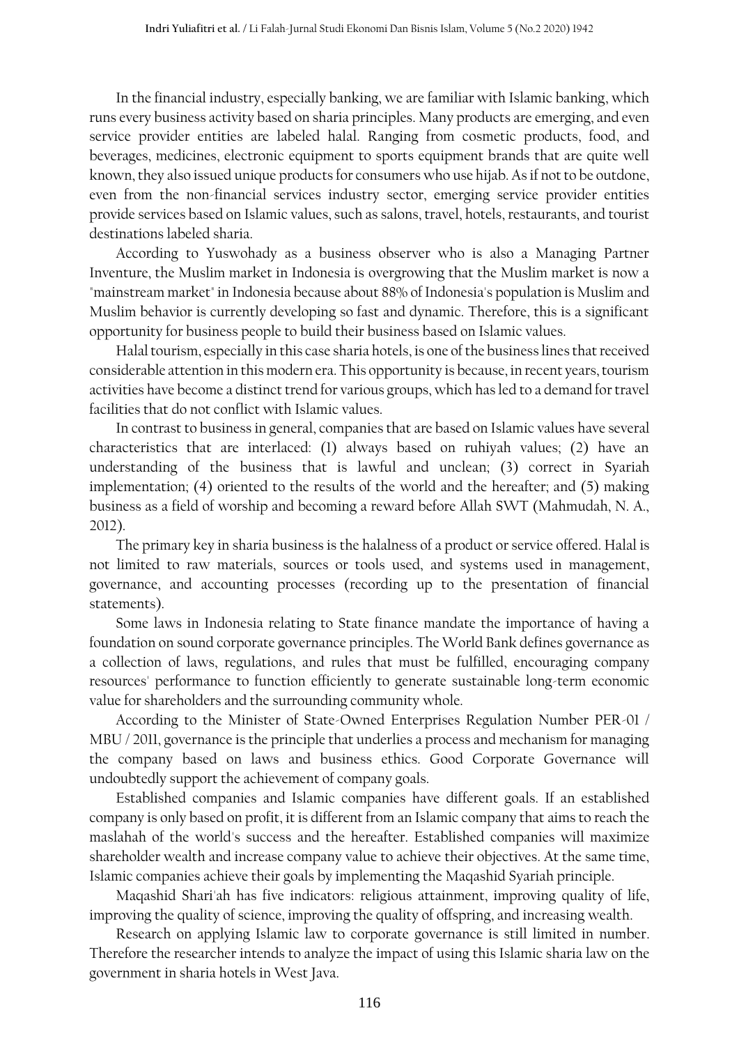In the financial industry, especially banking, we are familiar with Islamic banking, which runs every business activity based on sharia principles. Many products are emerging, and even service provider entities are labeled halal. Ranging from cosmetic products, food, and beverages, medicines, electronic equipment to sports equipment brands that are quite well known, they also issued unique products for consumers who use hijab. As if not to be outdone, even from the non-financial services industry sector, emerging service provider entities provide services based on Islamic values, such as salons, travel, hotels, restaurants, and tourist destinations labeled sharia.

According to Yuswohady as a business observer who is also a Managing Partner Inventure, the Muslim market in Indonesia is overgrowing that the Muslim market is now a "mainstream market" in Indonesia because about 88% of Indonesia's population is Muslim and Muslim behavior is currently developing so fast and dynamic. Therefore, this is a significant opportunity for business people to build their business based on Islamic values.

Halal tourism, especially in this case sharia hotels, is one of the business lines that received considerable attention in this modern era. This opportunity is because, in recent years, tourism activities have become a distinct trend for various groups, which has led to a demand for travel facilities that do not conflict with Islamic values.

In contrast to business in general, companies that are based on Islamic values have several characteristics that are interlaced: (1) always based on ruhiyah values; (2) have an understanding of the business that is lawful and unclean; (3) correct in Syariah implementation; (4) oriented to the results of the world and the hereafter; and (5) making business as a field of worship and becoming a reward before Allah SWT (Mahmudah, N. A., 2012).

The primary key in sharia business is the halalness of a product or service offered. Halal is not limited to raw materials, sources or tools used, and systems used in management, governance, and accounting processes (recording up to the presentation of financial statements).

Some laws in Indonesia relating to State finance mandate the importance of having a foundation on sound corporate governance principles. The World Bank defines governance as a collection of laws, regulations, and rules that must be fulfilled, encouraging company resources' performance to function efficiently to generate sustainable long-term economic value for shareholders and the surrounding community whole.

According to the Minister of State-Owned Enterprises Regulation Number PER-01 / MBU / 2011, governance is the principle that underlies a process and mechanism for managing the company based on laws and business ethics. Good Corporate Governance will undoubtedly support the achievement of company goals.

Established companies and Islamic companies have different goals. If an established company is only based on profit, it is different from an Islamic company that aims to reach the maslahah of the world's success and the hereafter. Established companies will maximize shareholder wealth and increase company value to achieve their objectives. At the same time, Islamic companies achieve their goals by implementing the Maqashid Syariah principle.

Maqashid Shari'ah has five indicators: religious attainment, improving quality of life, improving the quality of science, improving the quality of offspring, and increasing wealth.

Research on applying Islamic law to corporate governance is still limited in number. Therefore the researcher intends to analyze the impact of using this Islamic sharia law on the government in sharia hotels in West Java.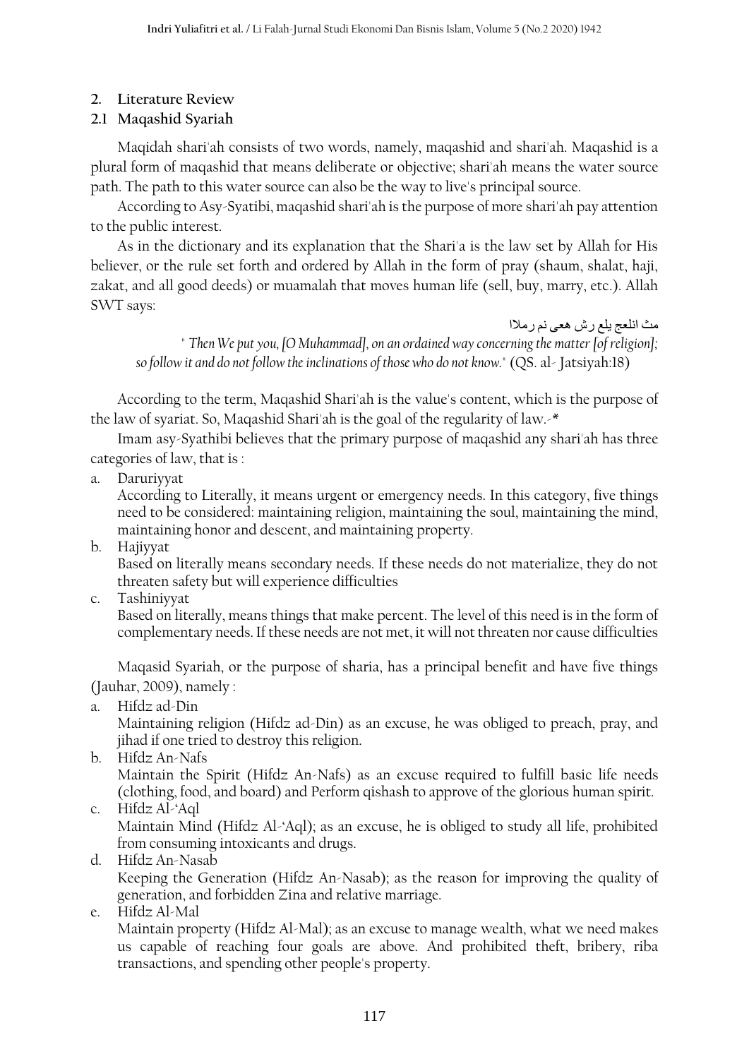## 2. Literature Review

### 2.1 Maqashid Syariah

Maqidah shari'ah consists of two words, namely, maqashid and shari'ah. Maqashid is a plural form of maqashid that means deliberate or objective; shari'ah means the water source path. The path to this water source can also be the way to live's principal source.

According to Asy-Syatibi, maqashid shari'ah is the purpose of more shari'ah pay attention to the public interest.

As in the dictionary and its explanation that the Shari'a is the law set by Allah for His believer, or the rule set forth and ordered by Allah in the form of pray (shaum, shalat, haji, zakat, and all good deeds) or muamalah that moves human life (sell, buy, marry, etc.). Allah SWT says:

مث انلعج يلع رش هعى نم رملا

*" Then We put you, [O Muhammad], on an ordained way concerning the matter [of religion]; so follow it and do not follow the inclinations of those who do not know."* (QS. al- Jatsiyah:18)

According to the term, Maqashid Shari'ah is the value's content, which is the purpose of the law of syariat. So, Maqashid Shari'ah is the goal of the regularity of law.-*

Imam asy-Syathibi believes that the primary purpose of maqashid any shari'ah has three categories of law, that is :

a. Daruriyyat
   According to Literally, it means urgent or emergency needs. In this category, five things need to be considered: maintaining religion, maintaining the soul, maintaining the mind, maintaining honor and descent, and maintaining property.
b. Hajiyyat
   Based on literally means secondary needs. If these needs do not materialize, they do not threaten safety but will experience difficulties
c. Tashiniyyat
   Based on literally, means things that make percent. The level of this need is in the form of complementary needs. If these needs are not met, it will not threaten nor cause difficulties

Maqasid Syariah, or the purpose of sharia, has a principal benefit and have five things (Jauhar, 2009), namely :

a. Hifdz ad-Din
   Maintaining religion (Hifdz ad-Din) as an excuse, he was obliged to preach, pray, and jihad if one tried to destroy this religion.
b. Hifdz An-Nafs
   Maintain the Spirit (Hifdz An-Nafs) as an excuse required to fulfill basic life needs (clothing, food, and board) and Perform qishash to approve of the glorious human spirit.
c. Hifdz Al-'Aql
   Maintain Mind (Hifdz Al-'Aql); as an excuse, he is obliged to study all life, prohibited from consuming intoxicants and drugs.
d. Hifdz An-Nasab
   Keeping the Generation (Hifdz An-Nasab); as the reason for improving the quality of generation, and forbidden Zina and relative marriage.
e. Hifdz Al-Mal
   Maintain property (Hifdz Al-Mal); as an excuse to manage wealth, what we need makes us capable of reaching four goals are above. And prohibited theft, bribery, riba transactions, and spending other people's property.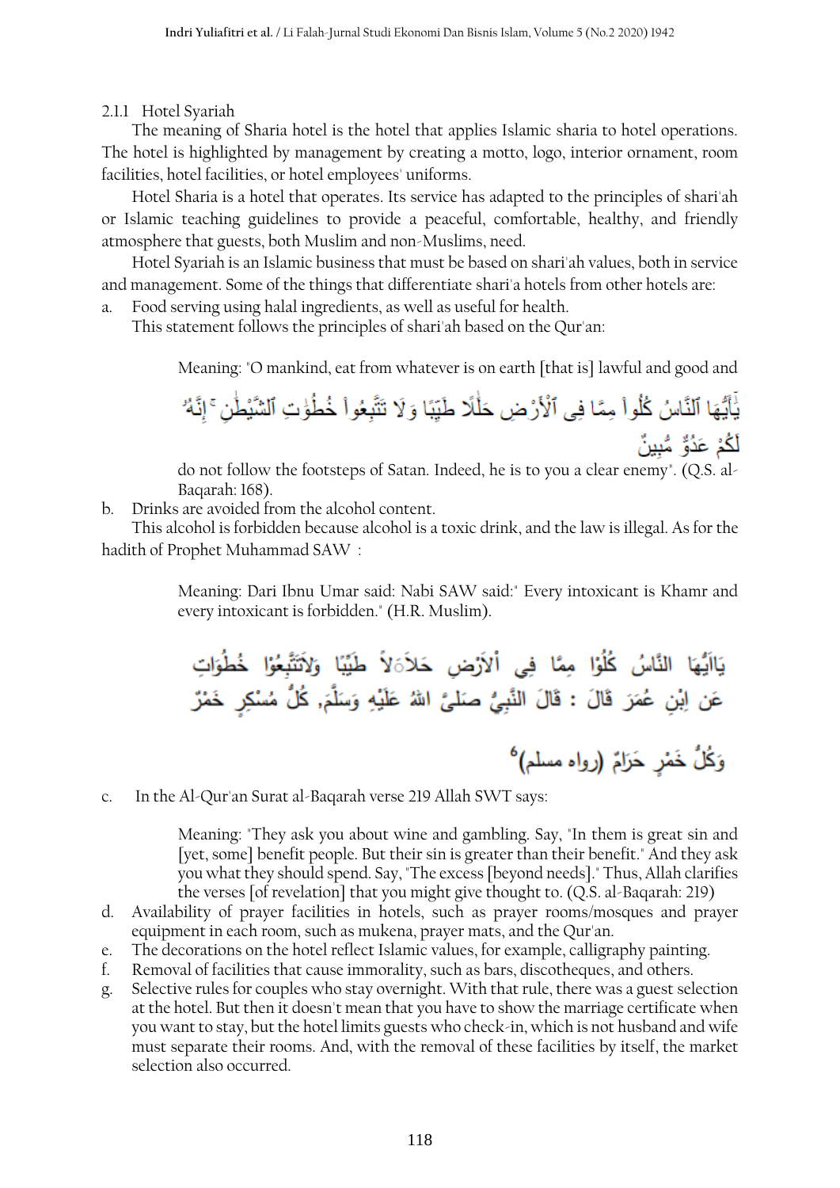### 2.1.1 Hotel Syariah

The meaning of Sharia hotel is the hotel that applies Islamic sharia to hotel operations. The hotel is highlighted by management by creating a motto, logo, interior ornament, room facilities, hotel facilities, or hotel employees' uniforms.

Hotel Sharia is a hotel that operates. Its service has adapted to the principles of shari'ah or Islamic teaching guidelines to provide a peaceful, comfortable, healthy, and friendly atmosphere that guests, both Muslim and non-Muslims, need.

Hotel Syariah is an Islamic business that must be based on shari'ah values, both in service and management. Some of the things that differentiate shari'a hotels from other hotels are:

a. Food serving using halal ingredients, as well as useful for health.
   This statement follows the principles of shari'ah based on the Qur'an:

> Meaning: "O mankind, eat from whatever is on earth [that is] lawful and good and
>
> يَٰٓأَيُّهَا ٱلنَّاسُ كُلُوا۟ مِمَّا فِى ٱلْأَرْضِ حَلَٰلًا طَيِّبًا وَلَا تَتَّبِعُوا۟ خُطُوَٰتِ ٱلشَّيْطَٰنِ ۚ إِنَّهُۥ لَكُمْ عَدُوٌّ مُّبِينٌ
>
> do not follow the footsteps of Satan. Indeed, he is to you a clear enemy". (Q.S. al-Baqarah: 168).

b. Drinks are avoided from the alcohol content.

This alcohol is forbidden because alcohol is a toxic drink, and the law is illegal. As for the hadith of Prophet Muhammad SAW :

> Meaning: Dari Ibnu Umar said: Nabi SAW said:" Every intoxicant is Khamr and every intoxicant is forbidden." (H.R. Muslim).

يَاَيُّهَا النَّاسُ كُلُوْا مِمَّا فِي اْلاَرْضِ حَلاَلاً طَيِّبًا وَلاَتَتَّبِعُوْا خُطُوَاتِ
عَنِ اِبْنِ عُمَرَ قَالَ : قَالَ النَّبِيُّ صَلىَّ اللهُ عَلَيْهِ وَسَلَّمَ, كُلُّ مُسْكِرٍ خَمْرٌ
وَكُلُّ خَمْرٍ حَرَامٌ (رواه مسلم)[6]

c. In the Al-Qur'an Surat al-Baqarah verse 219 Allah SWT says:

> Meaning: "They ask you about wine and gambling. Say, "In them is great sin and [yet, some] benefit people. But their sin is greater than their benefit." And they ask you what they should spend. Say, "The excess [beyond needs]." Thus, Allah clarifies the verses [of revelation] that you might give thought to. (Q.S. al-Baqarah: 219)

d. Availability of prayer facilities in hotels, such as prayer rooms/mosques and prayer equipment in each room, such as mukena, prayer mats, and the Qur'an.
e. The decorations on the hotel reflect Islamic values, for example, calligraphy painting.
f. Removal of facilities that cause immorality, such as bars, discotheques, and others.
g. Selective rules for couples who stay overnight. With that rule, there was a guest selection at the hotel. But then it doesn't mean that you have to show the marriage certificate when you want to stay, but the hotel limits guests who check-in, which is not husband and wife must separate their rooms. And, with the removal of these facilities by itself, the market selection also occurred.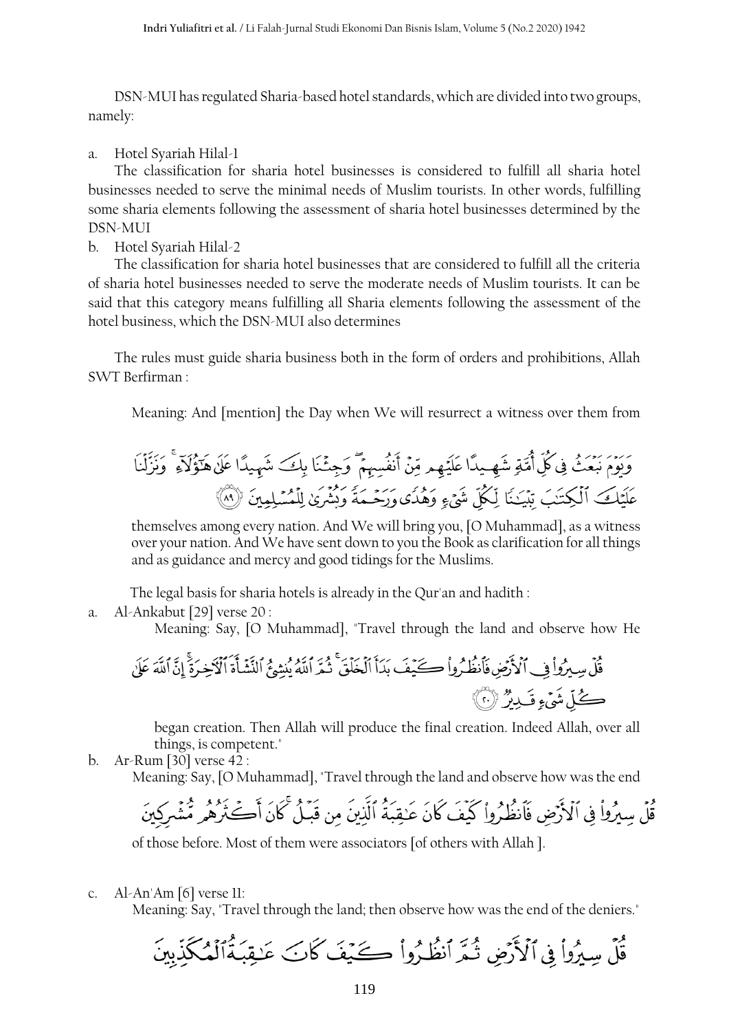DSN-MUI has regulated Sharia-based hotel standards, which are divided into two groups, namely:

a. Hotel Syariah Hilal-1

The classification for sharia hotel businesses is considered to fulfill all sharia hotel businesses needed to serve the minimal needs of Muslim tourists. In other words, fulfilling some sharia elements following the assessment of sharia hotel businesses determined by the DSN-MUI

b. Hotel Syariah Hilal-2

The classification for sharia hotel businesses that are considered to fulfill all the criteria of sharia hotel businesses needed to serve the moderate needs of Muslim tourists. It can be said that this category means fulfilling all Sharia elements following the assessment of the hotel business, which the DSN-MUI also determines

The rules must guide sharia business both in the form of orders and prohibitions, Allah SWT Berfirman :

Meaning: And [mention] the Day when We will resurrect a witness over them from

وَيَوْمَ نَبْعَثُ فِي كُلِّ أُمَّةٍ شَهِيدًا عَلَيْهِم مِّنْ أَنفُسِهِمْ ۖ وَجِئْنَا بِكَ شَهِيدًا عَلَىٰ هَٰؤُلَاءِ ۚ وَنَزَّلْنَا عَلَيْكَ الْكِتَابَ تِبْيَانًا لِّكُلِّ شَيْءٍ وَهُدًى وَرَحْمَةً وَبُشْرَىٰ لِلْمُسْلِمِينَ ﴿٨٩﴾

themselves among every nation. And We will bring you, [O Muhammad], as a witness over your nation. And We have sent down to you the Book as clarification for all things and as guidance and mercy and good tidings for the Muslims.

The legal basis for sharia hotels is already in the Qur'an and hadith :

a. Al-Ankabut [29] verse 20 :

Meaning: Say, [O Muhammad], "Travel through the land and observe how He

قُلْ سِيرُوا فِي الْأَرْضِ فَانظُرُوا كَيْفَ بَدَأَ الْخَلْقَ ۚ ثُمَّ اللَّهُ يُنشِئُ النَّشْأَةَ الْآخِرَةَ ۚ إِنَّ اللَّهَ عَلَىٰ كُلِّ شَيْءٍ قَدِيرٌ ﴿٢٠﴾

began creation. Then Allah will produce the final creation. Indeed Allah, over all things, is competent."

b. Ar-Rum [30] verse 42 :

Meaning: Say, [O Muhammad], "Travel through the land and observe how was the end

قُلْ سِيرُوا فِي الْأَرْضِ فَانظُرُوا كَيْفَ كَانَ عَاقِبَةُ الَّذِينَ مِن قَبْلُ ۚ كَانَ أَكْثَرُهُم مُّشْرِكِينَ

of those before. Most of them were associators [of others with Allah ].

c. Al-An'Am [6] verse 11:

Meaning: Say, "Travel through the land; then observe how was the end of the deniers."

قُلْ سِيرُوا فِي الْأَرْضِ ثُمَّ انظُرُوا كَيْفَ كَانَ عَاقِبَةُ الْمُكَذِّبِينَ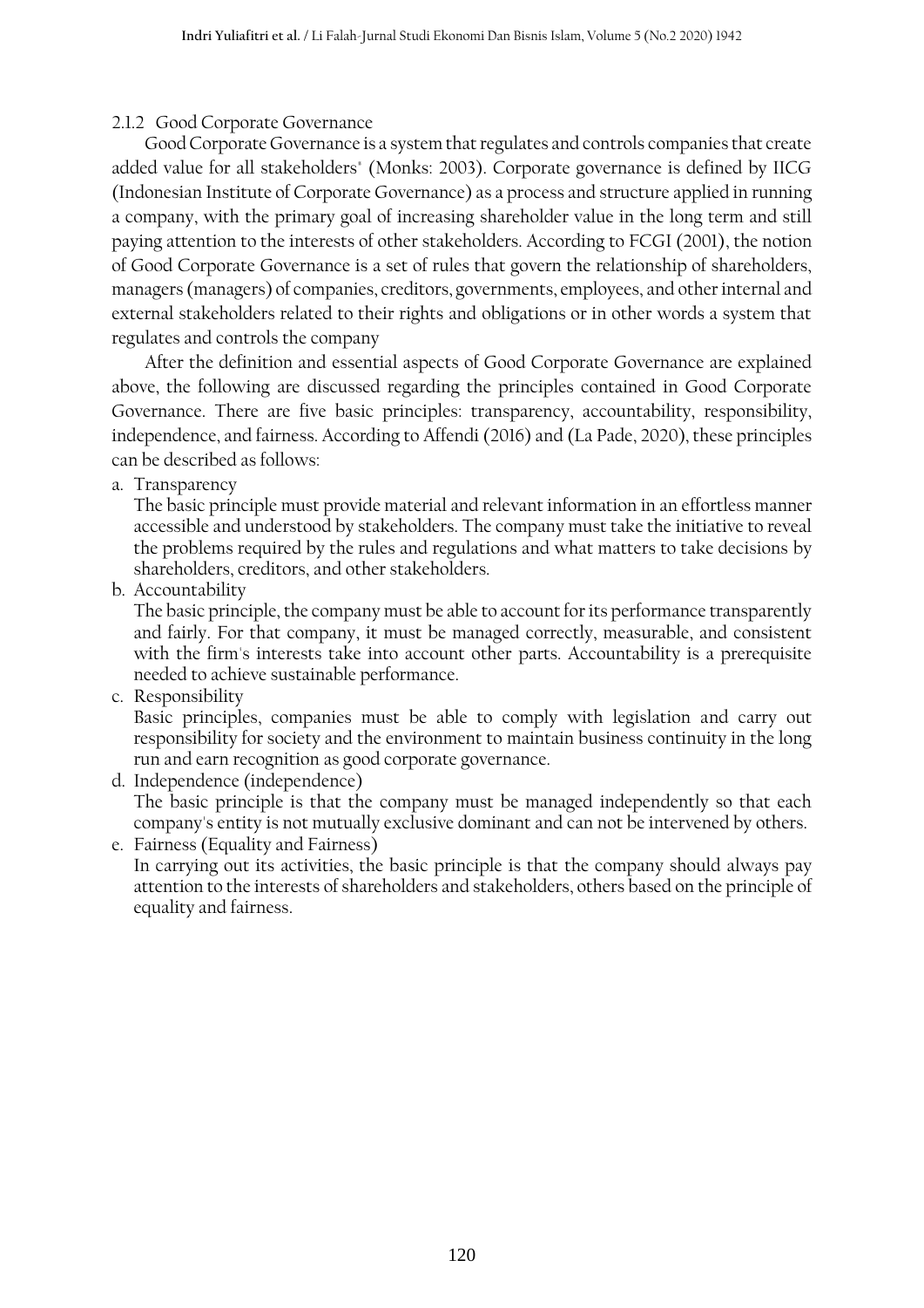### 2.1.2 Good Corporate Governance

Good Corporate Governance is a system that regulates and controls companies that create added value for all stakeholders" (Monks: 2003). Corporate governance is defined by IICG (Indonesian Institute of Corporate Governance) as a process and structure applied in running a company, with the primary goal of increasing shareholder value in the long term and still paying attention to the interests of other stakeholders. According to FCGI (2001), the notion of Good Corporate Governance is a set of rules that govern the relationship of shareholders, managers (managers) of companies, creditors, governments, employees, and other internal and external stakeholders related to their rights and obligations or in other words a system that regulates and controls the company

After the definition and essential aspects of Good Corporate Governance are explained above, the following are discussed regarding the principles contained in Good Corporate Governance. There are five basic principles: transparency, accountability, responsibility, independence, and fairness. According to Affendi (2016) and (La Pade, 2020), these principles can be described as follows:

a. Transparency
   The basic principle must provide material and relevant information in an effortless manner accessible and understood by stakeholders. The company must take the initiative to reveal the problems required by the rules and regulations and what matters to take decisions by shareholders, creditors, and other stakeholders.
b. Accountability
   The basic principle, the company must be able to account for its performance transparently and fairly. For that company, it must be managed correctly, measurable, and consistent with the firm's interests take into account other parts. Accountability is a prerequisite needed to achieve sustainable performance.
c. Responsibility
   Basic principles, companies must be able to comply with legislation and carry out responsibility for society and the environment to maintain business continuity in the long run and earn recognition as good corporate governance.
d. Independence (independence)
   The basic principle is that the company must be managed independently so that each company's entity is not mutually exclusive dominant and can not be intervened by others.
e. Fairness (Equality and Fairness)
   In carrying out its activities, the basic principle is that the company should always pay attention to the interests of shareholders and stakeholders, others based on the principle of equality and fairness.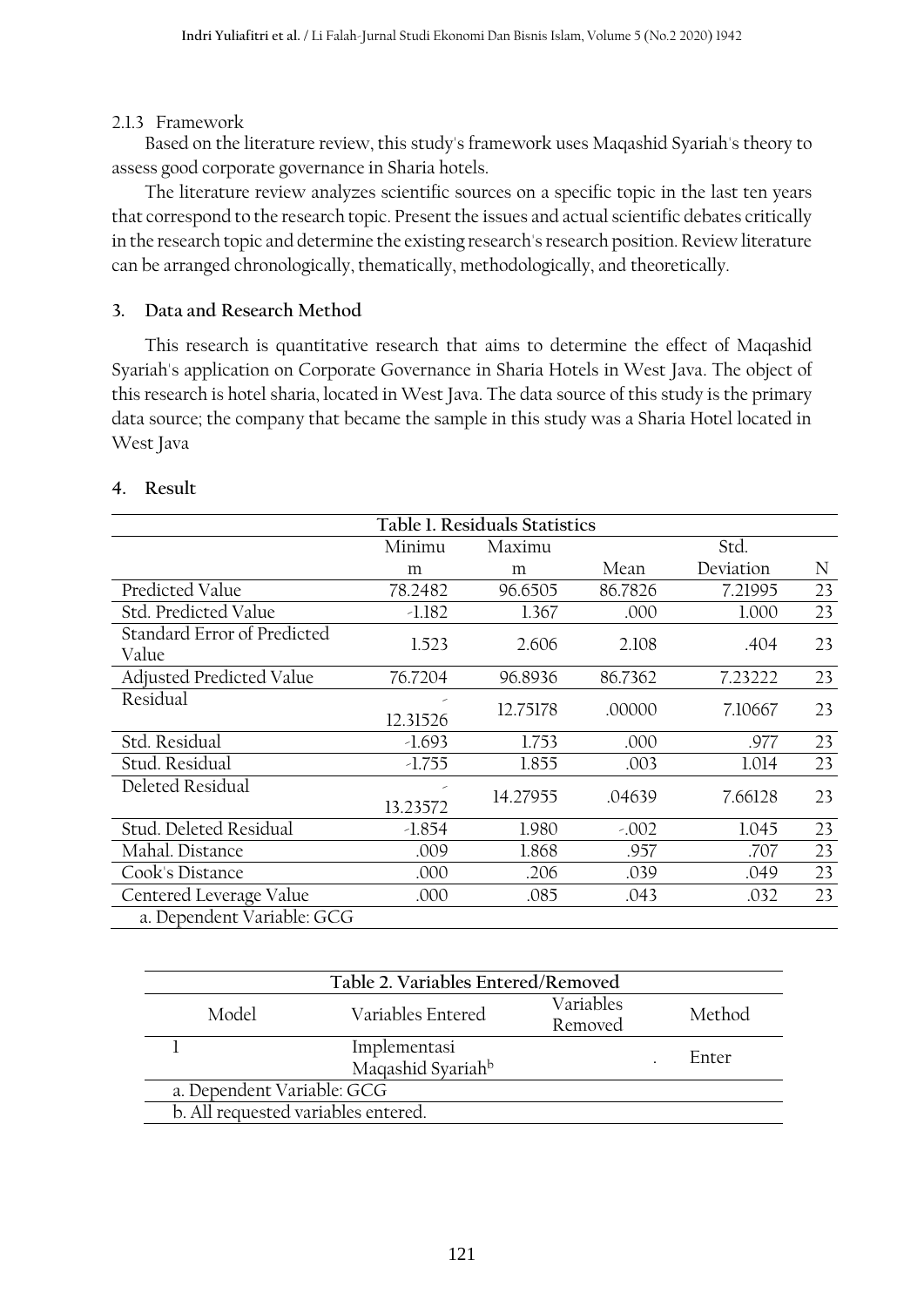### 2.1.3 Framework

Based on the literature review, this study's framework uses Maqashid Syariah's theory to assess good corporate governance in Sharia hotels.

The literature review analyzes scientific sources on a specific topic in the last ten years that correspond to the research topic. Present the issues and actual scientific debates critically in the research topic and determine the existing research's research position. Review literature can be arranged chronologically, thematically, methodologically, and theoretically.

## 3. Data and Research Method

This research is quantitative research that aims to determine the effect of Maqashid Syariah's application on Corporate Governance in Sharia Hotels in West Java. The object of this research is hotel sharia, located in West Java. The data source of this study is the primary data source; the company that became the sample in this study was a Sharia Hotel located in West Java

## 4. Result

**Table 1. Residuals Statistics**

| | Minimum | Maximum | Mean | Std. Deviation | N |
|---|---|---|---|---|---|
| Predicted Value | 78.2482 | 96.6505 | 86.7826 | 7.21995 | 23 |
| Std. Predicted Value | -1.182 | 1.367 | .000 | 1.000 | 23 |
| Standard Error of Predicted Value | 1.523 | 2.606 | 2.108 | .404 | 23 |
| Adjusted Predicted Value | 76.7204 | 96.8936 | 86.7362 | 7.23222 | 23 |
| Residual | -12.31526 | 12.75178 | .00000 | 7.10667 | 23 |
| Std. Residual | -1.693 | 1.753 | .000 | .977 | 23 |
| Stud. Residual | -1.755 | 1.855 | .003 | 1.014 | 23 |
| Deleted Residual | -13.23572 | 14.27955 | .04639 | 7.66128 | 23 |
| Stud. Deleted Residual | -1.854 | 1.980 | -.002 | 1.045 | 23 |
| Mahal. Distance | .009 | 1.868 | .957 | .707 | 23 |
| Cook's Distance | .000 | .206 | .039 | .049 | 23 |
| Centered Leverage Value | .000 | .085 | .043 | .032 | 23 |

a. Dependent Variable: GCG

**Table 2. Variables Entered/Removed**

| Model | Variables Entered | Variables Removed | Method |
|---|---|---|---|
| 1 | Implementasi Maqashid Syariah[b] | . | Enter |

a. Dependent Variable: GCG

b. All requested variables entered.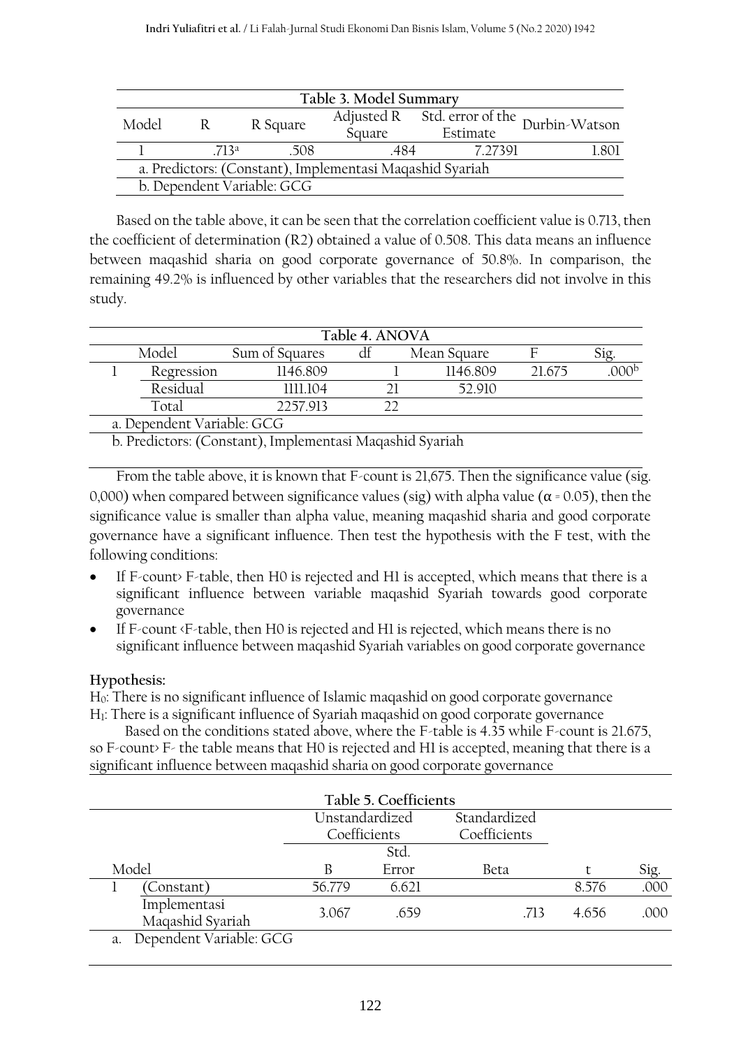| Table 3. Model Summary | | | | | |
|---|---|---|---|---|---|
| Model | R | R Square | Adjusted R Square | Std. error of the Estimate | Durbin-Watson |
| 1 | .713[a] | .508 | .484 | 7.27391 | 1.801 |
| a. Predictors: (Constant), Implementasi Maqashid Syariah | | | | | |
| b. Dependent Variable: GCG | | | | | |

Based on the table above, it can be seen that the correlation coefficient value is 0.713, then the coefficient of determination (R2) obtained a value of 0.508. This data means an influence between maqashid sharia on good corporate governance of 50.8%. In comparison, the remaining 49.2% is influenced by other variables that the researchers did not involve in this study.

| Table 4. ANOVA | | | | | | |
|---|---|---|---|---|---|---|
| Model | | Sum of Squares | df | Mean Square | F | Sig. |
| 1 | Regression | 1146.809 | 1 | 1146.809 | 21.675 | .000[b] |
| | Residual | 1111.104 | 21 | 52.910 | | |
| | Total | 2257.913 | 22 | | | |
| a. Dependent Variable: GCG | | | | | | |
| b. Predictors: (Constant), Implementasi Maqashid Syariah | | | | | | |

From the table above, it is known that F-count is 21,675. Then the significance value (sig. 0,000) when compared between significance values (sig) with alpha value ($\alpha$ = 0.05), then the significance value is smaller than alpha value, meaning maqashid sharia and good corporate governance have a significant influence. Then test the hypothesis with the F test, with the following conditions:

- If F-count> F-table, then H0 is rejected and H1 is accepted, which means that there is a significant influence between variable maqashid Syariah towards good corporate governance
- If F-count <F-table, then H0 is rejected and H1 is rejected, which means there is no significant influence between maqashid Syariah variables on good corporate governance

**Hypothesis:**

$H_0$: There is no significant influence of Islamic maqashid on good corporate governance
$H_1$: There is a significant influence of Syariah maqashid on good corporate governance

Based on the conditions stated above, where the F-table is 4.35 while F-count is 21.675, so F-count> F- the table means that H0 is rejected and H1 is accepted, meaning that there is a significant influence between maqashid sharia on good corporate governance

| Table 5. Coefficients | | | | | | |
|---|---|---|---|---|---|---|
| | | Unstandardized Coefficients | | Standardized Coefficients | | |
| Model | | B | Std. Error | Beta | t | Sig. |
| 1 | (Constant) | 56.779 | 6.621 | | 8.576 | .000 |
| | Implementasi Maqashid Syariah | 3.067 | .659 | .713 | 4.656 | .000 |
| a. Dependent Variable: GCG | | | | | | |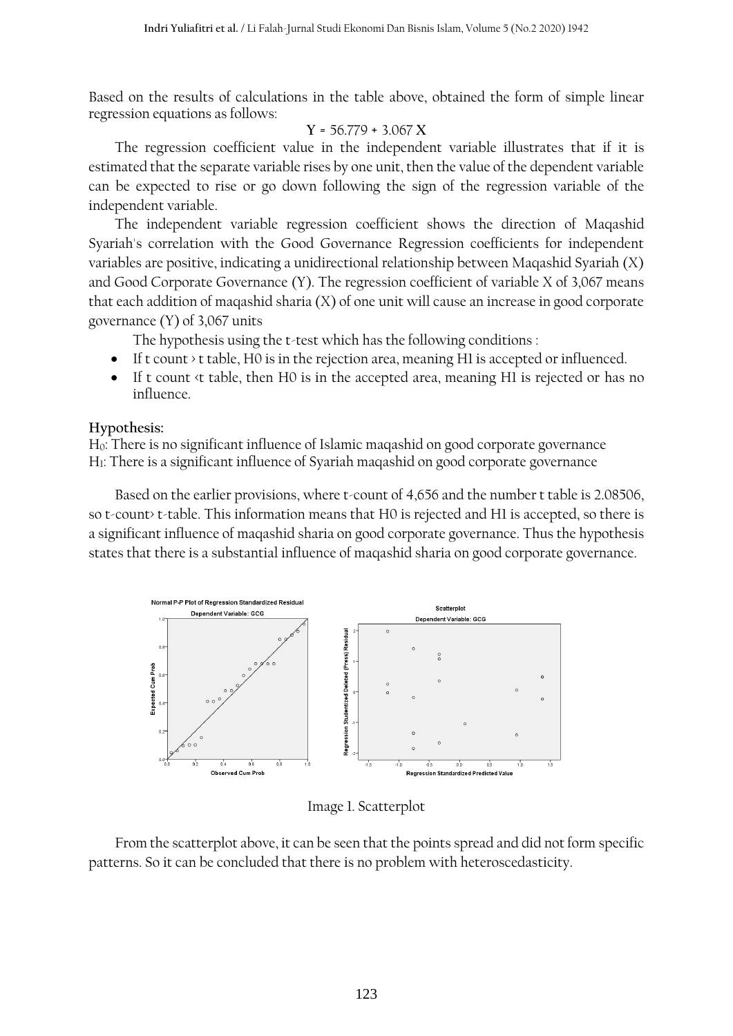Based on the results of calculations in the table above, obtained the form of simple linear regression equations as follows:

$$Y = 56.779 + 3.067\,X$$

The regression coefficient value in the independent variable illustrates that if it is estimated that the separate variable rises by one unit, then the value of the dependent variable can be expected to rise or go down following the sign of the regression variable of the independent variable.

The independent variable regression coefficient shows the direction of Maqashid Syariah's correlation with the Good Governance Regression coefficients for independent variables are positive, indicating a unidirectional relationship between Maqashid Syariah (X) and Good Corporate Governance (Y). The regression coefficient of variable X of 3,067 means that each addition of maqashid sharia (X) of one unit will cause an increase in good corporate governance (Y) of 3,067 units

The hypothesis using the t-test which has the following conditions :

- If t count > t table, H0 is in the rejection area, meaning H1 is accepted or influenced.
- If t count <t table, then H0 is in the accepted area, meaning H1 is rejected or has no influence.

**Hypothesis:**

$H_0$: There is no significant influence of Islamic maqashid on good corporate governance
$H_1$: There is a significant influence of Syariah maqashid on good corporate governance

Based on the earlier provisions, where t-count of 4,656 and the number t table is 2.08506, so t-count> t-table. This information means that H0 is rejected and H1 is accepted, so there is a significant influence of maqashid sharia on good corporate governance. Thus the hypothesis states that there is a substantial influence of maqashid sharia on good corporate governance.

Image 1. Scatterplot

From the scatterplot above, it can be seen that the points spread and did not form specific patterns. So it can be concluded that there is no problem with heteroscedasticity.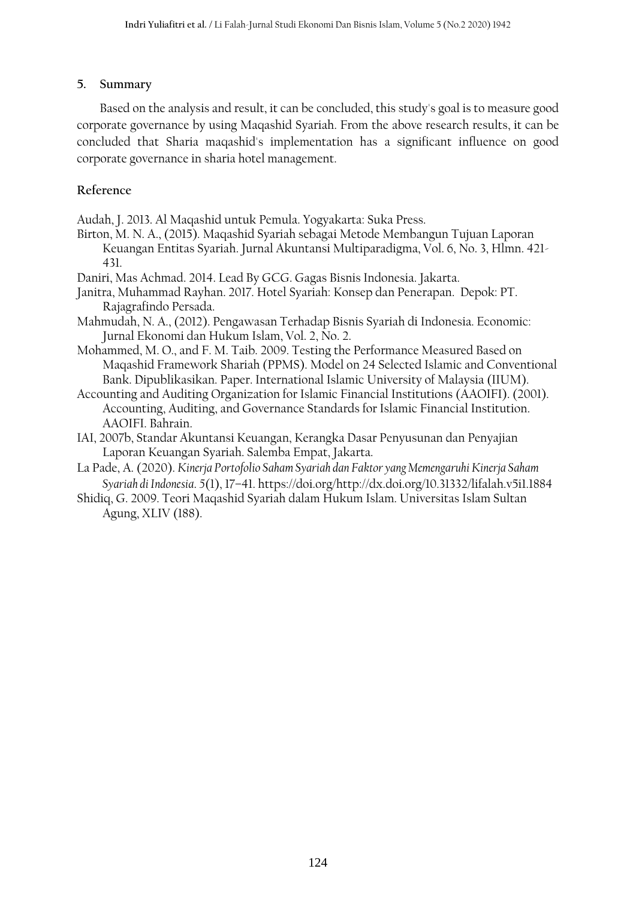## 5. Summary

Based on the analysis and result, it can be concluded, this study's goal is to measure good corporate governance by using Maqashid Syariah. From the above research results, it can be concluded that Sharia maqashid's implementation has a significant influence on good corporate governance in sharia hotel management.

## Reference

Audah, J. 2013. Al Maqashid untuk Pemula. Yogyakarta: Suka Press.

Birton, M. N. A., (2015). Maqashid Syariah sebagai Metode Membangun Tujuan Laporan Keuangan Entitas Syariah. Jurnal Akuntansi Multiparadigma, Vol. 6, No. 3, Hlmn. 421-431.

Daniri, Mas Achmad. 2014. Lead By GCG. Gagas Bisnis Indonesia. Jakarta.

Janitra, Muhammad Rayhan. 2017. Hotel Syariah: Konsep dan Penerapan. Depok: PT. Rajagrafindo Persada.

Mahmudah, N. A., (2012). Pengawasan Terhadap Bisnis Syariah di Indonesia. Economic: Jurnal Ekonomi dan Hukum Islam, Vol. 2, No. 2.

Mohammed, M. O., and F. M. Taib. 2009. Testing the Performance Measured Based on Maqashid Framework Shariah (PPMS). Model on 24 Selected Islamic and Conventional Bank. Dipublikasikan. Paper. International Islamic University of Malaysia (IIUM).

Accounting and Auditing Organization for Islamic Financial Institutions (AAOIFI). (2001). Accounting, Auditing, and Governance Standards for Islamic Financial Institution. AAOIFI. Bahrain.

IAI, 2007b, Standar Akuntansi Keuangan, Kerangka Dasar Penyusunan dan Penyajian Laporan Keuangan Syariah. Salemba Empat, Jakarta.

La Pade, A. (2020). *Kinerja Portofolio Saham Syariah dan Faktor yang Memengaruhi Kinerja Saham Syariah di Indonesia*. 5(1), 17–41. https://doi.org/http://dx.doi.org/10.31332/lifalah.v5i1.1884

Shidiq, G. 2009. Teori Maqashid Syariah dalam Hukum Islam. Universitas Islam Sultan Agung, XLIV (188).